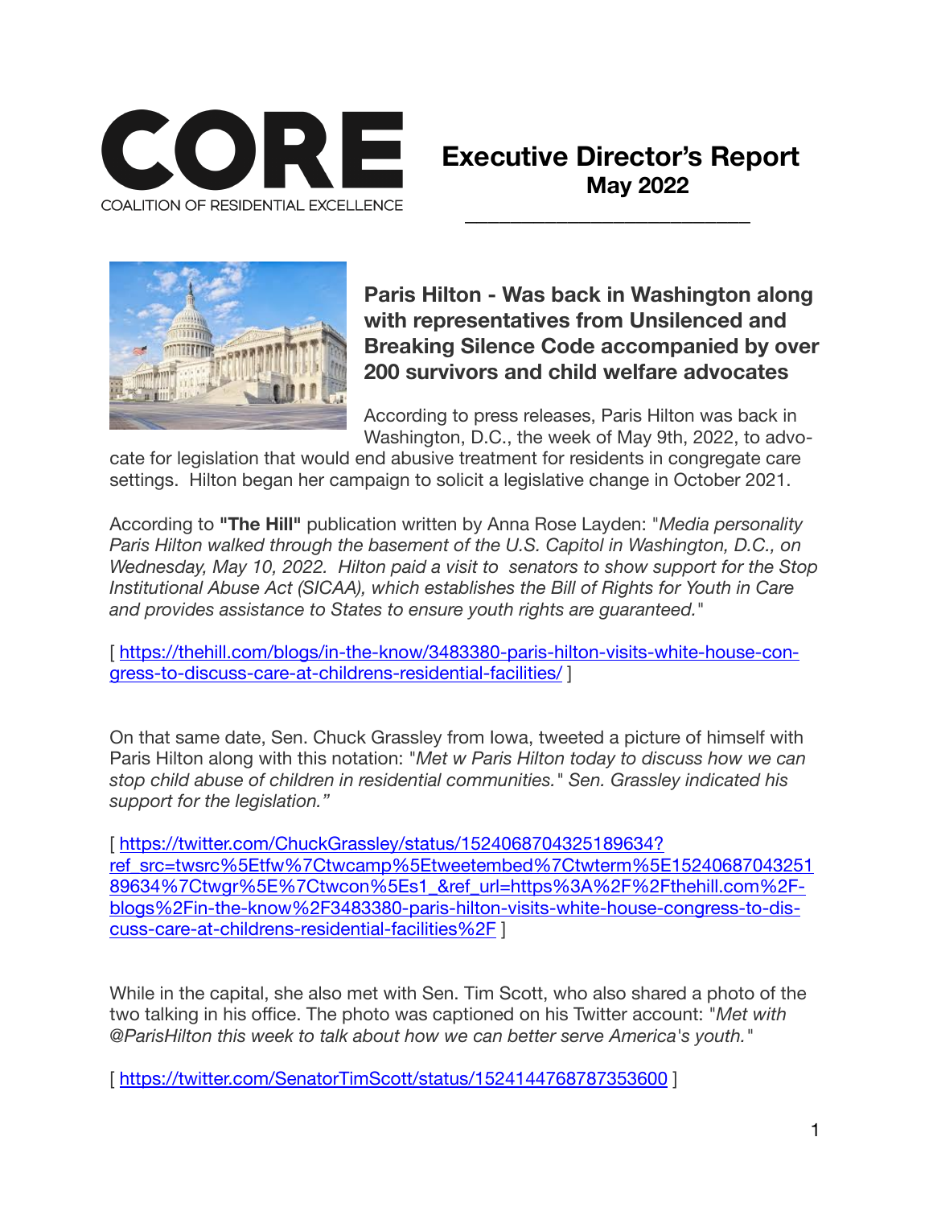# CORE

COALITION OF RESIDENTIAL EXCELLENCE

## Executive Director's Report

**May 2022**

### Paris Hilton - Was back in Washington along with representatives from Unsilenced and Breaking Silence Code accompanied by over 200 survivors and child welfare advocates

According to press releases, Paris Hilton was back in Washington, D.C., the week of May 9th, 2022, to advocate for legislation that would end abusive treatment for residents in congregate care settings. Hilton began her campaign to solicit a legislative change in October 2021.

According to **"The Hill"** publication written by Anna Rose Layden: "*Media personality Paris Hilton walked through the basement of the U.S. Capitol in Washington, D.C., on Wednesday, May 10, 2022. Hilton paid a visit to senators to show support for the Stop Institutional Abuse Act (SICAA), which establishes the Bill of Rights for Youth in Care and provides assistance to States to ensure youth rights are guaranteed.*"

[ https://thehill.com/blogs/in-the-know/3483380-paris-hilton-visits-white-house-congress-to-discuss-care-at-childrens-residential-facilities/ ]

On that same date, Sen. Chuck Grassley from Iowa, tweeted a picture of himself with Paris Hilton along with this notation: "*Met w Paris Hilton today to discuss how we can stop child abuse of children in residential communities.*" *Sen. Grassley indicated his support for the legislation."*

[ https://twitter.com/ChuckGrassley/status/1524068704325189634?ref_src=twsrc%5Etfw%7Ctwcamp%5Etweetembed%7Ctwterm%5E1524068704325189634%7Ctwgr%5E%7Ctwcon%5Es1_&ref_url=https%3A%2F%2Fthehill.com%2Fblogs%2Fin-the-know%2F3483380-paris-hilton-visits-white-house-congress-to-discuss-care-at-childrens-residential-facilities%2F ]

While in the capital, she also met with Sen. Tim Scott, who also shared a photo of the two talking in his office. The photo was captioned on his Twitter account: "*Met with @ParisHilton this week to talk about how we can better serve America's youth.*"

[ https://twitter.com/SenatorTimScott/status/1524144768787353600 ]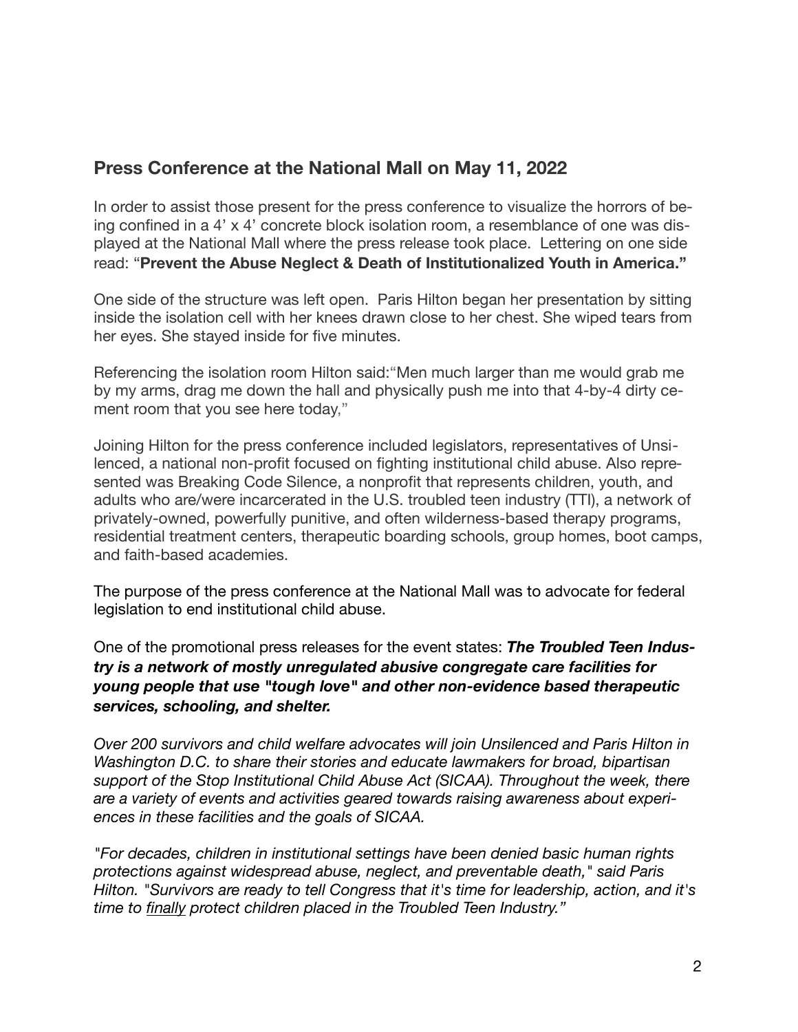## Press Conference at the National Mall on May 11, 2022

In order to assist those present for the press conference to visualize the horrors of being confined in a 4' x 4' concrete block isolation room, a resemblance of one was displayed at the National Mall where the press release took place. Lettering on one side read: "**Prevent the Abuse Neglect & Death of Institutionalized Youth in America."**

One side of the structure was left open. Paris Hilton began her presentation by sitting inside the isolation cell with her knees drawn close to her chest. She wiped tears from her eyes. She stayed inside for five minutes.

Referencing the isolation room Hilton said:"Men much larger than me would grab me by my arms, drag me down the hall and physically push me into that 4-by-4 dirty cement room that you see here today,"

Joining Hilton for the press conference included legislators, representatives of Unsilenced, a national non-profit focused on fighting institutional child abuse. Also represented was Breaking Code Silence, a nonprofit that represents children, youth, and adults who are/were incarcerated in the U.S. troubled teen industry (TTI), a network of privately-owned, powerfully punitive, and often wilderness-based therapy programs, residential treatment centers, therapeutic boarding schools, group homes, boot camps, and faith-based academies.

The purpose of the press conference at the National Mall was to advocate for federal legislation to end institutional child abuse.

One of the promotional press releases for the event states: ***The Troubled Teen Industry is a network of mostly unregulated abusive congregate care facilities for young people that use "tough love" and other non-evidence based therapeutic services, schooling, and shelter.***

*Over 200 survivors and child welfare advocates will join Unsilenced and Paris Hilton in Washington D.C. to share their stories and educate lawmakers for broad, bipartisan support of the Stop Institutional Child Abuse Act (SICAA). Throughout the week, there are a variety of events and activities geared towards raising awareness about experiences in these facilities and the goals of SICAA.*

*"For decades, children in institutional settings have been denied basic human rights protections against widespread abuse, neglect, and preventable death," said Paris Hilton. "Survivors are ready to tell Congress that it's time for leadership, action, and it's time to <u>finally</u> protect children placed in the Troubled Teen Industry."*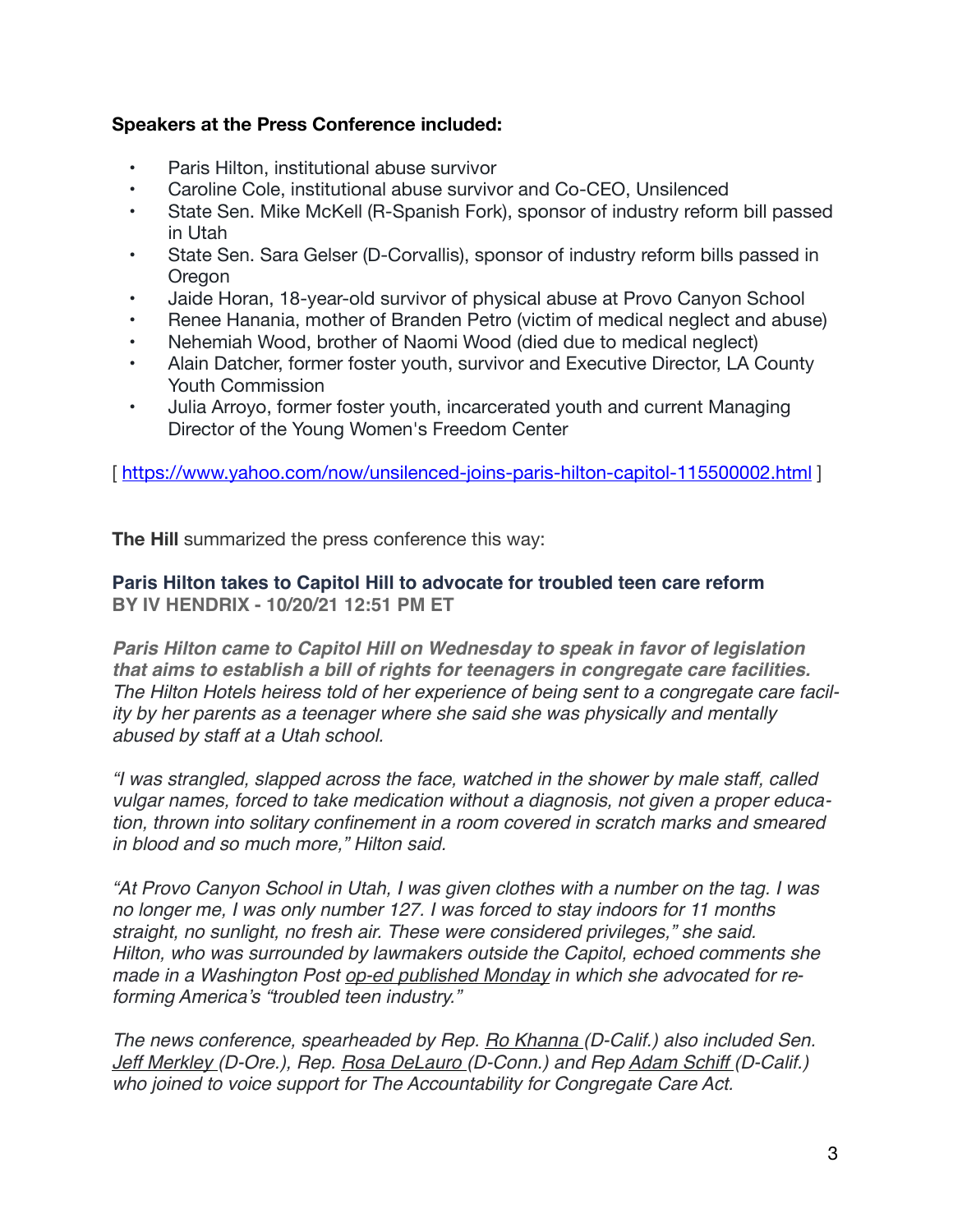**Speakers at the Press Conference included:**

- Paris Hilton, institutional abuse survivor
- Caroline Cole, institutional abuse survivor and Co-CEO, Unsilenced
- State Sen. Mike McKell (R-Spanish Fork), sponsor of industry reform bill passed in Utah
- State Sen. Sara Gelser (D-Corvallis), sponsor of industry reform bills passed in Oregon
- Jaide Horan, 18-year-old survivor of physical abuse at Provo Canyon School
- Renee Hanania, mother of Branden Petro (victim of medical neglect and abuse)
- Nehemiah Wood, brother of Naomi Wood (died due to medical neglect)
- Alain Datcher, former foster youth, survivor and Executive Director, LA County Youth Commission
- Julia Arroyo, former foster youth, incarcerated youth and current Managing Director of the Young Women's Freedom Center

[ https://www.yahoo.com/now/unsilenced-joins-paris-hilton-capitol-115500002.html ]

**The Hill** summarized the press conference this way:

**Paris Hilton takes to Capitol Hill to advocate for troubled teen care reform**
**BY IV HENDRIX - 10/20/21 12:51 PM ET**

***Paris Hilton came to Capitol Hill on Wednesday to speak in favor of legislation that aims to establish a bill of rights for teenagers in congregate care facilities.*** *The Hilton Hotels heiress told of her experience of being sent to a congregate care facility by her parents as a teenager where she said she was physically and mentally abused by staff at a Utah school.*

*"I was strangled, slapped across the face, watched in the shower by male staff, called vulgar names, forced to take medication without a diagnosis, not given a proper education, thrown into solitary confinement in a room covered in scratch marks and smeared in blood and so much more," Hilton said.*

*"At Provo Canyon School in Utah, I was given clothes with a number on the tag. I was no longer me, I was only number 127. I was forced to stay indoors for 11 months straight, no sunlight, no fresh air. These were considered privileges," she said. Hilton, who was surrounded by lawmakers outside the Capitol, echoed comments she made in a Washington Post op-ed published Monday in which she advocated for reforming America's "troubled teen industry."*

*The news conference, spearheaded by Rep. Ro Khanna (D-Calif.) also included Sen. Jeff Merkley (D-Ore.), Rep. Rosa DeLauro (D-Conn.) and Rep Adam Schiff (D-Calif.) who joined to voice support for The Accountability for Congregate Care Act.*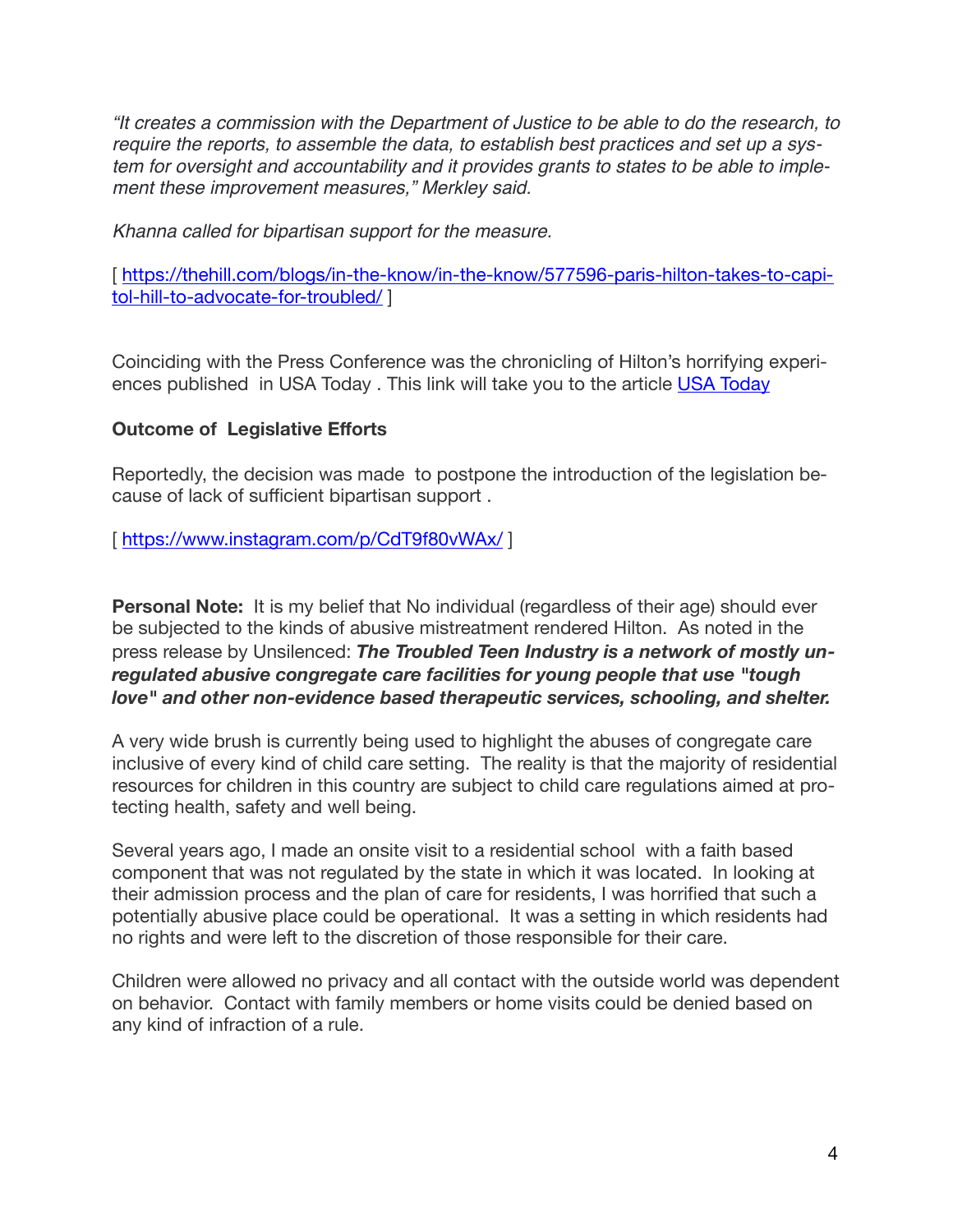*"It creates a commission with the Department of Justice to be able to do the research, to require the reports, to assemble the data, to establish best practices and set up a system for oversight and accountability and it provides grants to states to be able to implement these improvement measures," Merkley said.*

*Khanna called for bipartisan support for the measure.*

[ https://thehill.com/blogs/in-the-know/in-the-know/577596-paris-hilton-takes-to-capitol-hill-to-advocate-for-troubled/ ]

Coinciding with the Press Conference was the chronicling of Hilton's horrifying experiences published in USA Today . This link will take you to the article USA Today

**Outcome of Legislative Efforts**

Reportedly, the decision was made to postpone the introduction of the legislation because of lack of sufficient bipartisan support .

[ https://www.instagram.com/p/CdT9f80vWAx/ ]

**Personal Note:** It is my belief that No individual (regardless of their age) should ever be subjected to the kinds of abusive mistreatment rendered Hilton. As noted in the press release by Unsilenced: ***The Troubled Teen Industry is a network of mostly unregulated abusive congregate care facilities for young people that use "tough love" and other non-evidence based therapeutic services, schooling, and shelter.***

A very wide brush is currently being used to highlight the abuses of congregate care inclusive of every kind of child care setting. The reality is that the majority of residential resources for children in this country are subject to child care regulations aimed at protecting health, safety and well being.

Several years ago, I made an onsite visit to a residential school with a faith based component that was not regulated by the state in which it was located. In looking at their admission process and the plan of care for residents, I was horrified that such a potentially abusive place could be operational. It was a setting in which residents had no rights and were left to the discretion of those responsible for their care.

Children were allowed no privacy and all contact with the outside world was dependent on behavior. Contact with family members or home visits could be denied based on any kind of infraction of a rule.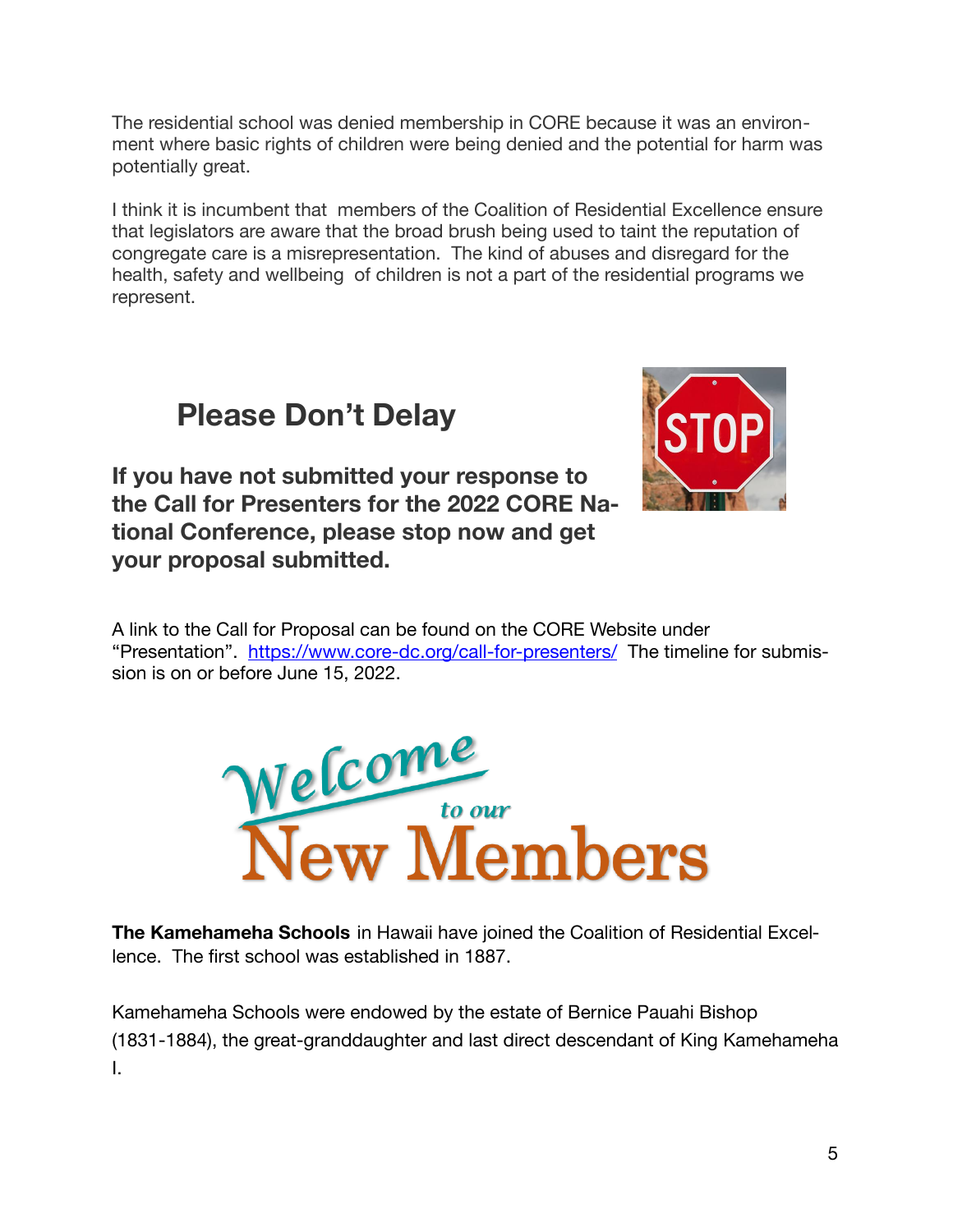The residential school was denied membership in CORE because it was an environment where basic rights of children were being denied and the potential for harm was potentially great.

I think it is incumbent that members of the Coalition of Residential Excellence ensure that legislators are aware that the broad brush being used to taint the reputation of congregate care is a misrepresentation. The kind of abuses and disregard for the health, safety and wellbeing of children is not a part of the residential programs we represent.

## Please Don't Delay

**If you have not submitted your response to the Call for Presenters for the 2022 CORE National Conference, please stop now and get your proposal submitted.**

A link to the Call for Proposal can be found on the CORE Website under "Presentation". https://www.core-dc.org/call-for-presenters/ The timeline for submission is on or before June 15, 2022.

## Welcome to our New Members

**The Kamehameha Schools** in Hawaii have joined the Coalition of Residential Excellence. The first school was established in 1887.

Kamehameha Schools were endowed by the estate of Bernice Pauahi Bishop (1831-1884), the great-granddaughter and last direct descendant of King Kamehameha I.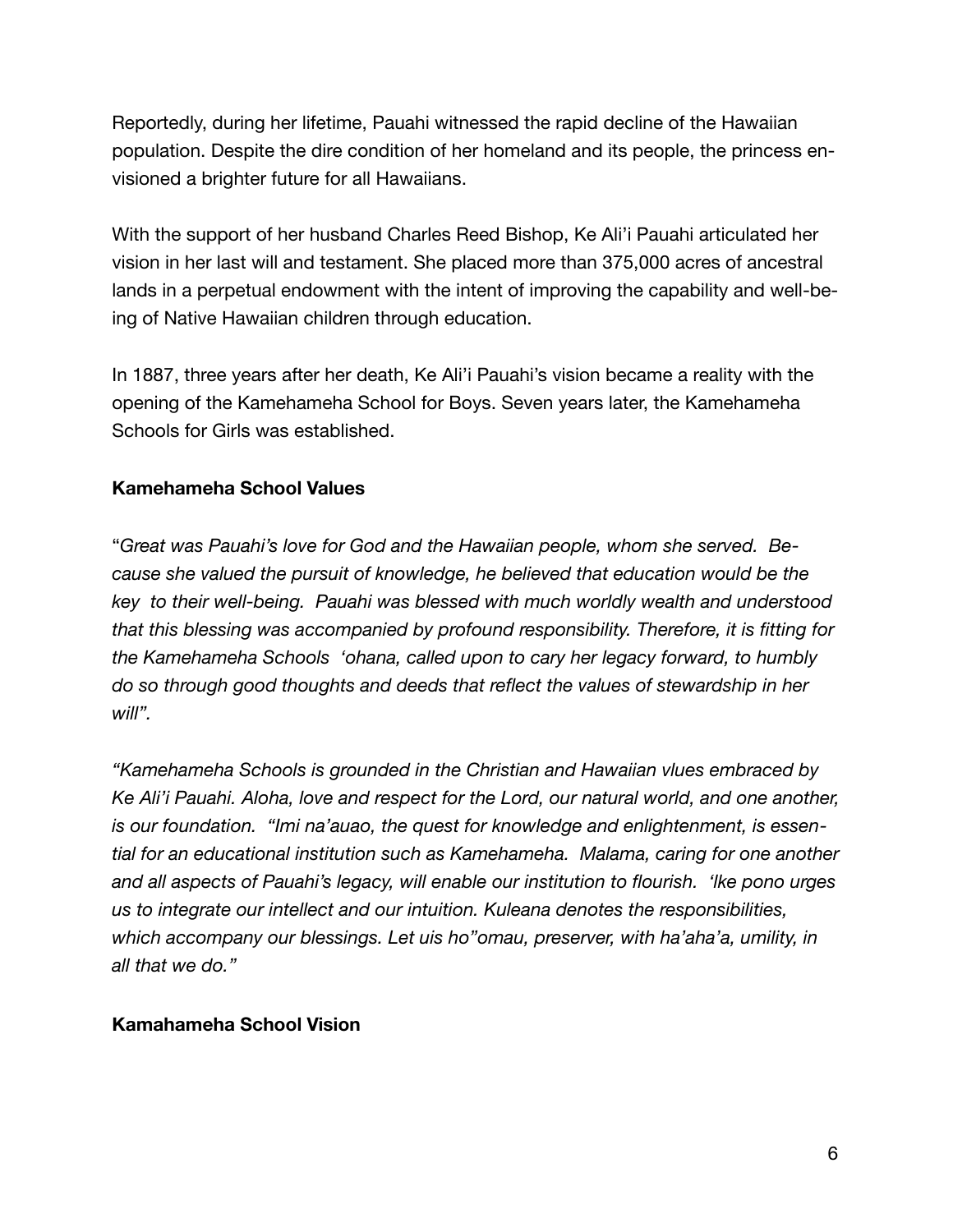Reportedly, during her lifetime, Pauahi witnessed the rapid decline of the Hawaiian population. Despite the dire condition of her homeland and its people, the princess envisioned a brighter future for all Hawaiians.

With the support of her husband Charles Reed Bishop, Ke Ali'i Pauahi articulated her vision in her last will and testament. She placed more than 375,000 acres of ancestral lands in a perpetual endowment with the intent of improving the capability and well-being of Native Hawaiian children through education.

In 1887, three years after her death, Ke Ali'i Pauahi's vision became a reality with the opening of the Kamehameha School for Boys. Seven years later, the Kamehameha Schools for Girls was established.

**Kamehameha School Values**

"*Great was Pauahi's love for God and the Hawaiian people, whom she served. Because she valued the pursuit of knowledge, he believed that education would be the key to their well-being. Pauahi was blessed with much worldly wealth and understood that this blessing was accompanied by profound responsibility. Therefore, it is fitting for the Kamehameha Schools 'ohana, called upon to cary her legacy forward, to humbly do so through good thoughts and deeds that reflect the values of stewardship in her will".*

*"Kamehameha Schools is grounded in the Christian and Hawaiian vlues embraced by Ke Ali'i Pauahi. Aloha, love and respect for the Lord, our natural world, and one another, is our foundation. "Imi na'auao, the quest for knowledge and enlightenment, is essential for an educational institution such as Kamehameha. Malama, caring for one another and all aspects of Pauahi's legacy, will enable our institution to flourish. 'Ike pono urges us to integrate our intellect and our intuition. Kuleana denotes the responsibilities, which accompany our blessings. Let uis ho"omau, preserver, with ha'aha'a, umility, in all that we do."*

**Kamahameha School Vision**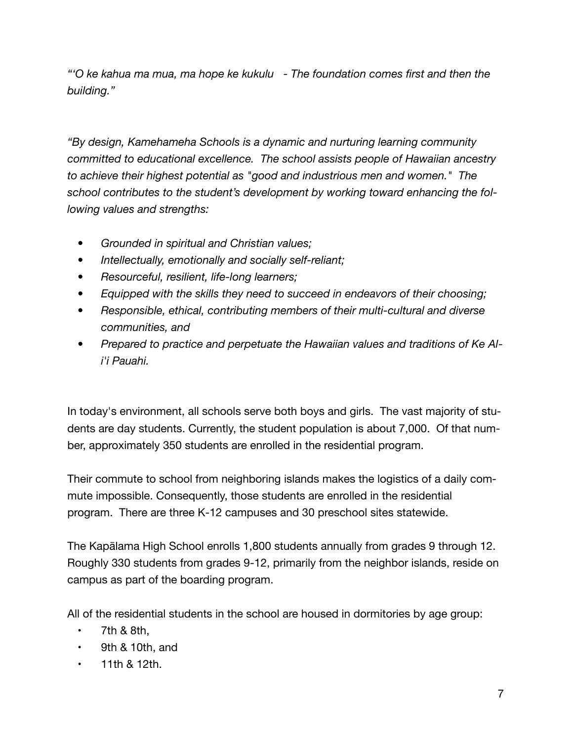*"'O ke kahua ma mua, ma hope ke kukulu - The foundation comes first and then the building."*

*"By design, Kamehameha Schools is a dynamic and nurturing learning community committed to educational excellence. The school assists people of Hawaiian ancestry to achieve their highest potential as "good and industrious men and women." The school contributes to the student's development by working toward enhancing the following values and strengths:*

- *Grounded in spiritual and Christian values;*
- *Intellectually, emotionally and socially self-reliant;*
- *Resourceful, resilient, life-long learners;*
- *Equipped with the skills they need to succeed in endeavors of their choosing;*
- *Responsible, ethical, contributing members of their multi-cultural and diverse communities, and*
- *Prepared to practice and perpetuate the Hawaiian values and traditions of Ke Ali'i Pauahi.*

In today's environment, all schools serve both boys and girls. The vast majority of students are day students. Currently, the student population is about 7,000. Of that number, approximately 350 students are enrolled in the residential program.

Their commute to school from neighboring islands makes the logistics of a daily commute impossible. Consequently, those students are enrolled in the residential program. There are three K-12 campuses and 30 preschool sites statewide.

The Kapālama High School enrolls 1,800 students annually from grades 9 through 12. Roughly 330 students from grades 9-12, primarily from the neighbor islands, reside on campus as part of the boarding program.

All of the residential students in the school are housed in dormitories by age group:

- 7th & 8th,
- 9th & 10th, and
- 11th & 12th.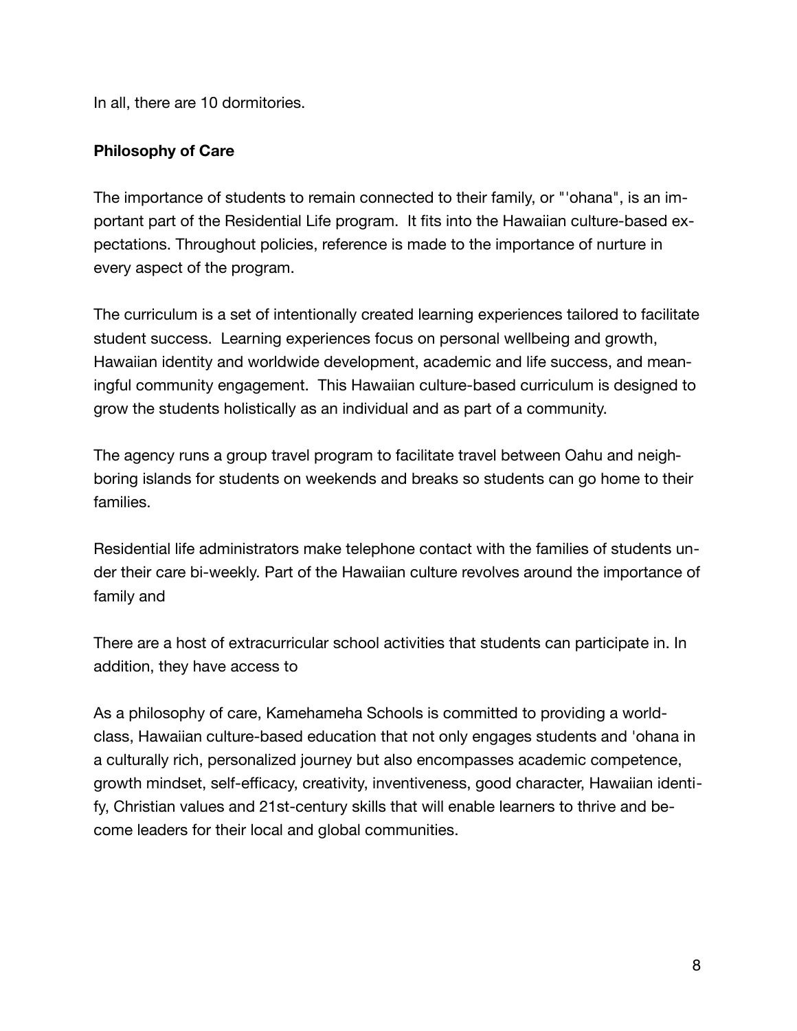In all, there are 10 dormitories.

**Philosophy of Care**

The importance of students to remain connected to their family, or "ʻohana", is an important part of the Residential Life program. It fits into the Hawaiian culture-based expectations. Throughout policies, reference is made to the importance of nurture in every aspect of the program.

The curriculum is a set of intentionally created learning experiences tailored to facilitate student success. Learning experiences focus on personal wellbeing and growth, Hawaiian identity and worldwide development, academic and life success, and meaningful community engagement. This Hawaiian culture-based curriculum is designed to grow the students holistically as an individual and as part of a community.

The agency runs a group travel program to facilitate travel between Oahu and neighboring islands for students on weekends and breaks so students can go home to their families.

Residential life administrators make telephone contact with the families of students under their care bi-weekly. Part of the Hawaiian culture revolves around the importance of family and

There are a host of extracurricular school activities that students can participate in. In addition, they have access to

As a philosophy of care, Kamehameha Schools is committed to providing a world-class, Hawaiian culture-based education that not only engages students and 'ohana in a culturally rich, personalized journey but also encompasses academic competence, growth mindset, self-efficacy, creativity, inventiveness, good character, Hawaiian identify, Christian values and 21st-century skills that will enable learners to thrive and become leaders for their local and global communities.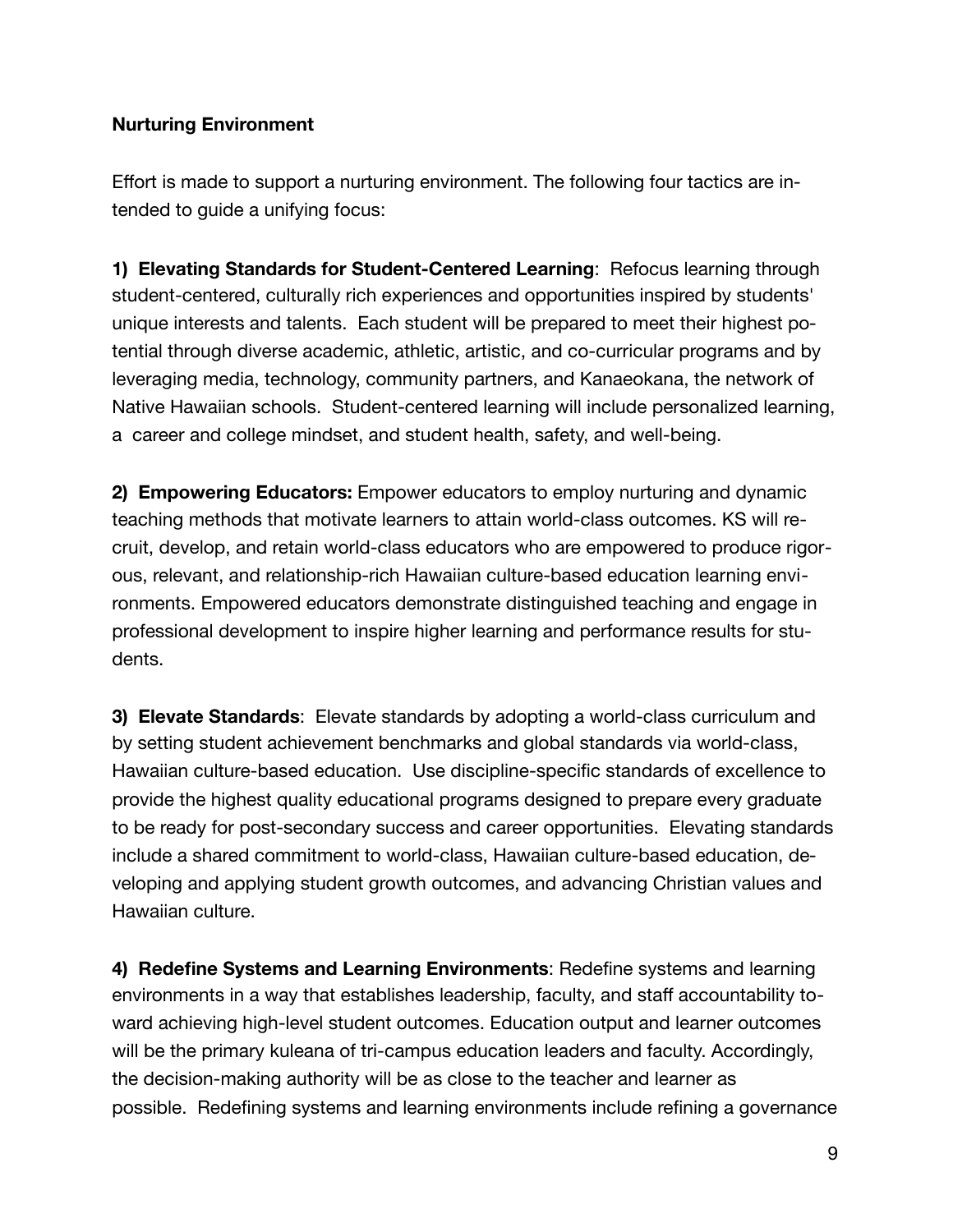**Nurturing Environment**

Effort is made to support a nurturing environment. The following four tactics are intended to guide a unifying focus:

**1) Elevating Standards for Student-Centered Learning**: Refocus learning through student-centered, culturally rich experiences and opportunities inspired by students' unique interests and talents. Each student will be prepared to meet their highest potential through diverse academic, athletic, artistic, and co-curricular programs and by leveraging media, technology, community partners, and Kanaeokana, the network of Native Hawaiian schools. Student-centered learning will include personalized learning, a career and college mindset, and student health, safety, and well-being.

**2) Empowering Educators:** Empower educators to employ nurturing and dynamic teaching methods that motivate learners to attain world-class outcomes. KS will recruit, develop, and retain world-class educators who are empowered to produce rigorous, relevant, and relationship-rich Hawaiian culture-based education learning environments. Empowered educators demonstrate distinguished teaching and engage in professional development to inspire higher learning and performance results for students.

**3) Elevate Standards**: Elevate standards by adopting a world-class curriculum and by setting student achievement benchmarks and global standards via world-class, Hawaiian culture-based education. Use discipline-specific standards of excellence to provide the highest quality educational programs designed to prepare every graduate to be ready for post-secondary success and career opportunities. Elevating standards include a shared commitment to world-class, Hawaiian culture-based education, developing and applying student growth outcomes, and advancing Christian values and Hawaiian culture.

**4) Redefine Systems and Learning Environments**: Redefine systems and learning environments in a way that establishes leadership, faculty, and staff accountability toward achieving high-level student outcomes. Education output and learner outcomes will be the primary kuleana of tri-campus education leaders and faculty. Accordingly, the decision-making authority will be as close to the teacher and learner as possible. Redefining systems and learning environments include refining a governance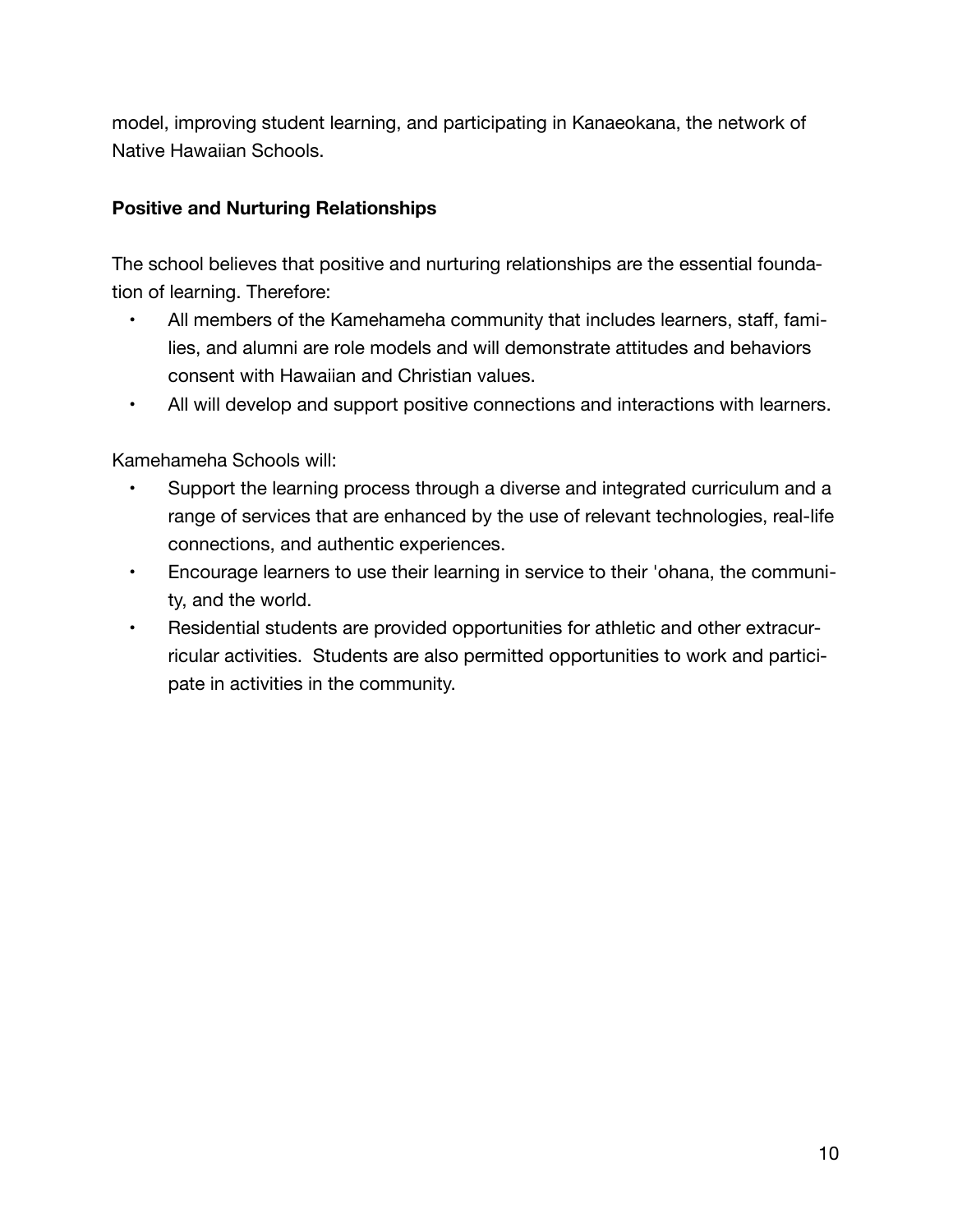model, improving student learning, and participating in Kanaeokana, the network of Native Hawaiian Schools.

**Positive and Nurturing Relationships**

The school believes that positive and nurturing relationships are the essential foundation of learning. Therefore:

- All members of the Kamehameha community that includes learners, staff, families, and alumni are role models and will demonstrate attitudes and behaviors consent with Hawaiian and Christian values.
- All will develop and support positive connections and interactions with learners.

Kamehameha Schools will:

- Support the learning process through a diverse and integrated curriculum and a range of services that are enhanced by the use of relevant technologies, real-life connections, and authentic experiences.
- Encourage learners to use their learning in service to their 'ohana, the community, and the world.
- Residential students are provided opportunities for athletic and other extracurricular activities. Students are also permitted opportunities to work and participate in activities in the community.